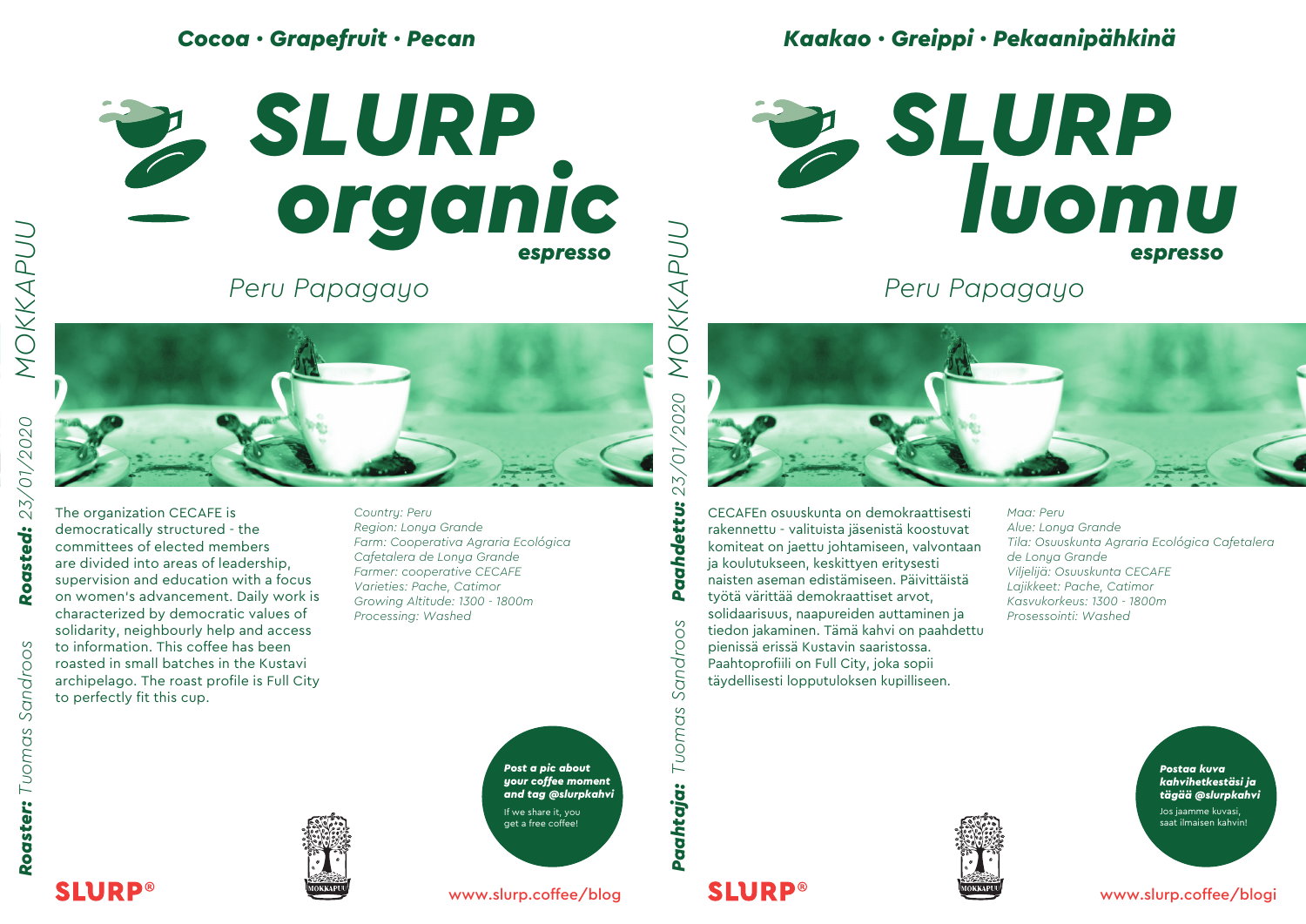Cocoa · Grapefruit · Pecan

# SLURP organic

**espresso**

## Peru Papagayo

The organization CECAFE is democratically structured - the committees of elected members are divided into areas of leadership, supervision and education with a focus on women's advancement. Daily work is characterized by democratic values of solidarity, neighbourly help and access to information. This coffee has been roasted in small batches in the Kustavi archipelago. The roast profile is Full City to perfectly fit this cup.

*Country: Peru*
*Region: Lonya Grande*
*Farm: Cooperativa Agraria Ecológica Cafetalera de Lonya Grande*
*Farmer: cooperative CECAFE*
*Varieties: Pache, Catimor*
*Growing Altitude: 1300 - 1800m*
*Processing: Washed*

**Roaster:** *Tuomas Sandroos* **Roasted:** *23/01/2020* *MOKKAPUU*

***Post a pic about your coffee moment and tag @slurpkahvi***

If we share it, you get a free coffee!

MOKKAPUU

**SLURP®**

www.slurp.coffee/blog

---

Kaakao · Greippi · Pekaanipähkinä

# SLURP luomu

**espresso**

## Peru Papagayo

CECAFEn osuuskunta on demokraattisesti rakennettu - valituista jäsenistä koostuvat komiteat on jaettu johtamiseen, valvontaan ja koulutukseen, keskittyen erityisesti naisten aseman edistämiseen. Päivittäistä työtä värittää demokraattiset arvot, solidaarisuus, naapureiden auttaminen ja tiedon jakaminen. Tämä kahvi on paahdettu pienissä erissä Kustavin saaristossa. Paahtoprofiili on Full City, joka sopii täydellisesti lopputuloksen kupilliseen.

*Maa: Peru*
*Alue: Lonya Grande*
*Tila: Osuuskunta Agraria Ecológica Cafetalera de Lonya Grande*
*Viljelijä: Osuuskunta CECAFE*
*Lajikkeet: Pache, Catimor*
*Kasvukorkeus: 1300 - 1800m*
*Prosessointi: Washed*

**Paahtaja:** *Tuomas Sandroos* **Paahdettu:** *23/01/2020* *MOKKAPUU*

***Postaa kuva kahvihetkestäsi ja tägää @slurpkahvi***

Jos jaamme kuvasi, saat ilmaisen kahvin!

MOKKAPUU

**SLURP®**

www.slurp.coffee/blogi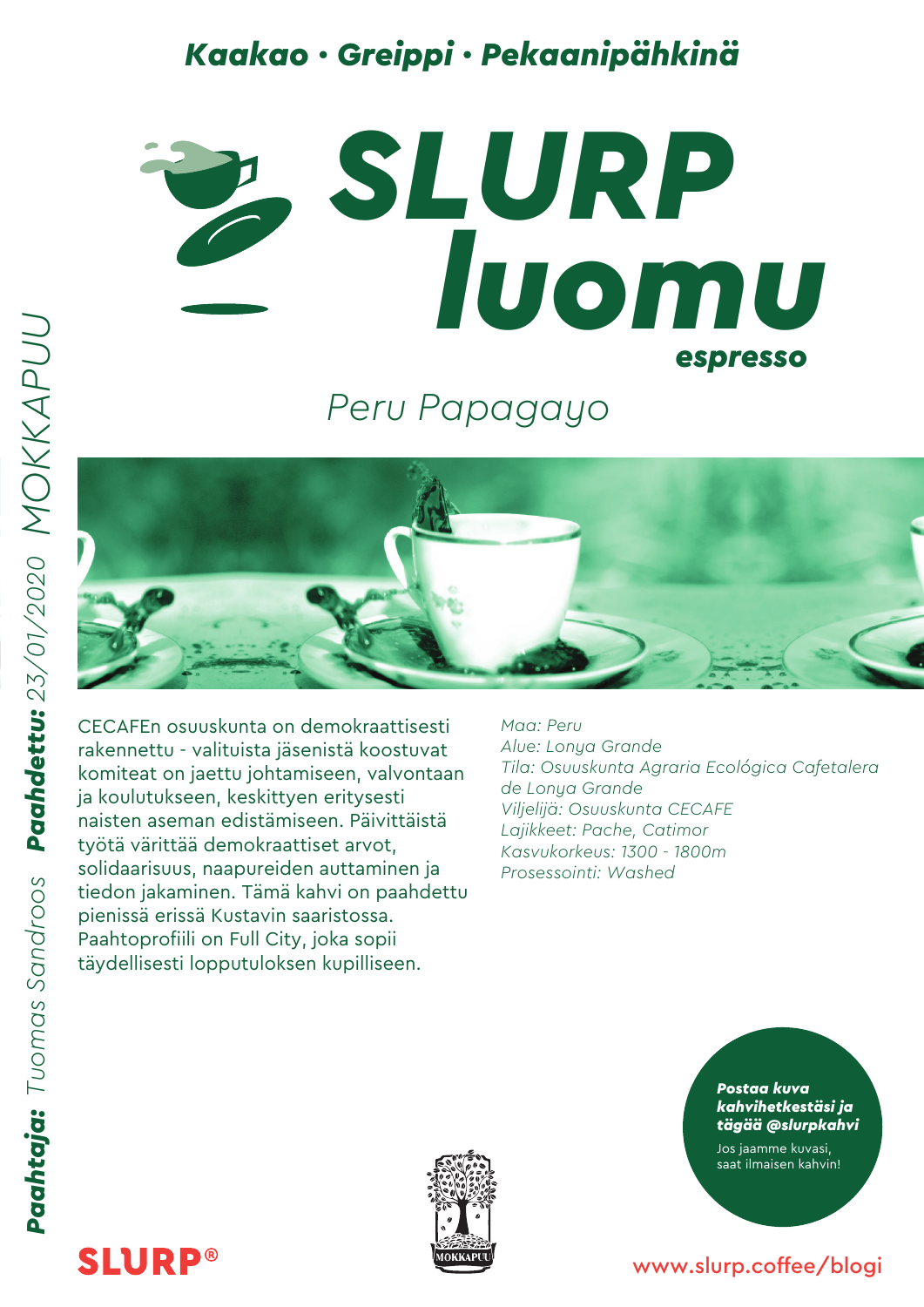*Kaakao • Greippi • Pekaanipähkinä*

# SLURP luomu

**espresso**

## *Peru Papagayo*

CECAFEn osuuskunta on demokraattisesti rakennettu - valituista jäsenistä koostuvat komiteat on jaettu johtamiseen, valvontaan ja koulutukseen, keskittyen erityisesti naisten aseman edistämiseen. Päivittäistä työtä värittää demokraattiset arvot, solidaarisuus, naapureiden auttaminen ja tiedon jakaminen. Tämä kahvi on paahdettu pienissä erissä Kustavin saaristossa. Paahtoprofiili on Full City, joka sopii täydellisesti lopputuloksen kupilliseen.

*Maa: Peru*
*Alue: Lonya Grande*
*Tila: Osuuskunta Agraria Ecológica Cafetalera de Lonya Grande*
*Viljelijä: Osuuskunta CECAFE*
*Lajikkeet: Pache, Catimor*
*Kasvukorkeus: 1300 - 1800m*
*Prosessointi: Washed*

***Paahtaja:*** *Tuomas Sandroos* ***Paahdettu:*** *23/01/2020* *MOKKAPUU*

***Postaa kuva kahvihetkestäsi ja tägää @slurpkahvi***

Jos jaamme kuvasi, saat ilmaisen kahvin!

SLURP®

MOKKAPUU

www.slurp.coffee/blogi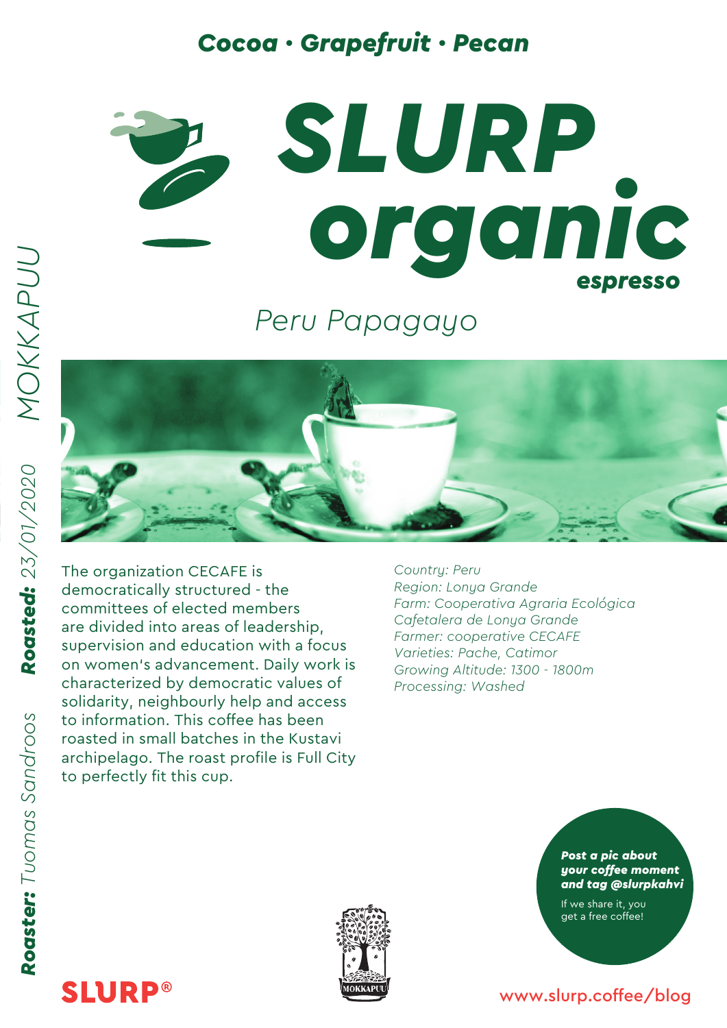**Cocoa · Grapefruit · Pecan**

# SLURP organic

**espresso**

## Peru Papagayo

The organization CECAFE is democratically structured - the committees of elected members are divided into areas of leadership, supervision and education with a focus on women's advancement. Daily work is characterized by democratic values of solidarity, neighbourly help and access to information. This coffee has been roasted in small batches in the Kustavi archipelago. The roast profile is Full City to perfectly fit this cup.

*Country: Peru*
*Region: Lonya Grande*
*Farm: Cooperativa Agraria Ecológica Cafetalera de Lonya Grande*
*Farmer: cooperative CECAFE*
*Varieties: Pache, Catimor*
*Growing Altitude: 1300 - 1800m*
*Processing: Washed*

***Post a pic about your coffee moment and tag @slurpkahvi***

If we share it, you get a free coffee!

***Roaster:*** *Tuomas Sandroos* ***Roasted:*** *23/01/2020* *MOKKAPUU*

SLURP®

MOKKAPUU

www.slurp.coffee/blog